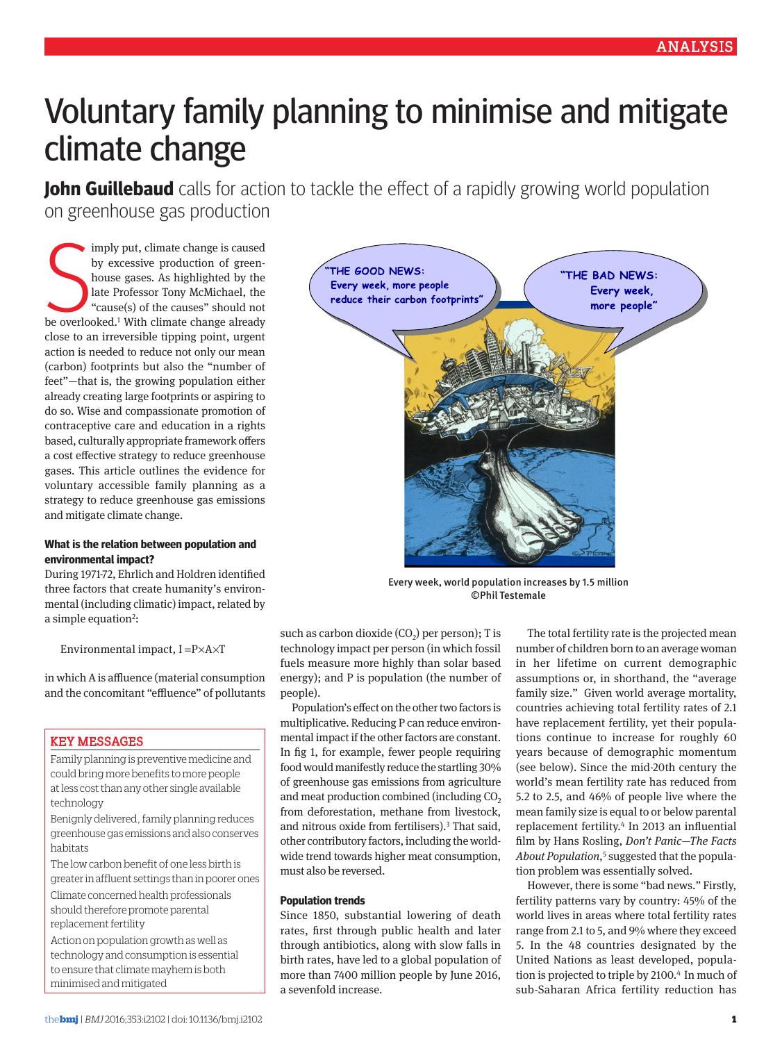# Voluntary family planning to minimise and mitigate climate change

**John Guillebaud** calls for action to tackle the effect of a rapidly growing world population on greenhouse gas production

Simply put, climate change is caused by excessive production of greenhouse gases. As highlighted by the late Professor Tony McMichael, the "cause(s) of the causes" should not be overlooked.[1] With climate change already close to an irreversible tipping point, urgent action is needed to reduce not only our mean (carbon) footprints but also the "number of feet"—that is, the growing population either already creating large footprints or aspiring to do so. Wise and compassionate promotion of contraceptive care and education in a rights based, culturally appropriate framework offers a cost effective strategy to reduce greenhouse gases. This article outlines the evidence for voluntary accessible family planning as a strategy to reduce greenhouse gas emissions and mitigate climate change.

### What is the relation between population and environmental impact?

During 1971-72, Ehrlich and Holdren identified three factors that create humanity's environmental (including climatic) impact, related by a simple equation[2]:

Environmental impact, $I = P \times A \times T$

in which A is affluence (material consumption and the concomitant "effluence" of pollutants such as carbon dioxide ($CO_2$) per person); T is technology impact per person (in which fossil fuels measure more highly than solar based energy); and P is population (the number of people).

Population's effect on the other two factors is multiplicative. Reducing P can reduce environmental impact if the other factors are constant. In fig 1, for example, fewer people requiring food would manifestly reduce the startling 30% of greenhouse gas emissions from agriculture and meat production combined (including $CO_2$ from deforestation, methane from livestock, and nitrous oxide from fertilisers).[3] That said, other contributory factors, including the worldwide trend towards higher meat consumption, must also be reversed.

"THE GOOD NEWS: Every week, more people reduce their carbon footprints"

"THE BAD NEWS: Every week, more people"

Every week, world population increases by 1.5 million
©Phil Testemale

### KEY MESSAGES

- Family planning is preventive medicine and could bring more benefits to more people at less cost than any other single available technology
- Benignly delivered, family planning reduces greenhouse gas emissions and also conserves habitats
- The low carbon benefit of one less birth is greater in affluent settings than in poorer ones
- Climate concerned health professionals should therefore promote parental replacement fertility
- Action on population growth as well as technology and consumption is essential to ensure that climate mayhem is both minimised and mitigated

### Population trends

Since 1850, substantial lowering of death rates, first through public health and later through antibiotics, along with slow falls in birth rates, have led to a global population of more than 7400 million people by June 2016, a sevenfold increase.

The total fertility rate is the projected mean number of children born to an average woman in her lifetime on current demographic assumptions or, in shorthand, the "average family size." Given world average mortality, countries achieving total fertility rates of 2.1 have replacement fertility, yet their populations continue to increase for roughly 60 years because of demographic momentum (see below). Since the mid-20th century the world's mean fertility rate has reduced from 5.2 to 2.5, and 46% of people live where the mean family size is equal to or below parental replacement fertility.[4] In 2013 an influential film by Hans Rosling, *Don't Panic—The Facts About Population*,[5] suggested that the population problem was essentially solved.

However, there is some "bad news." Firstly, fertility patterns vary by country: 45% of the world lives in areas where total fertility rates range from 2.1 to 5, and 9% where they exceed 5. In the 48 countries designated by the United Nations as least developed, population is projected to triple by 2100.[4] In much of sub-Saharan Africa fertility reduction has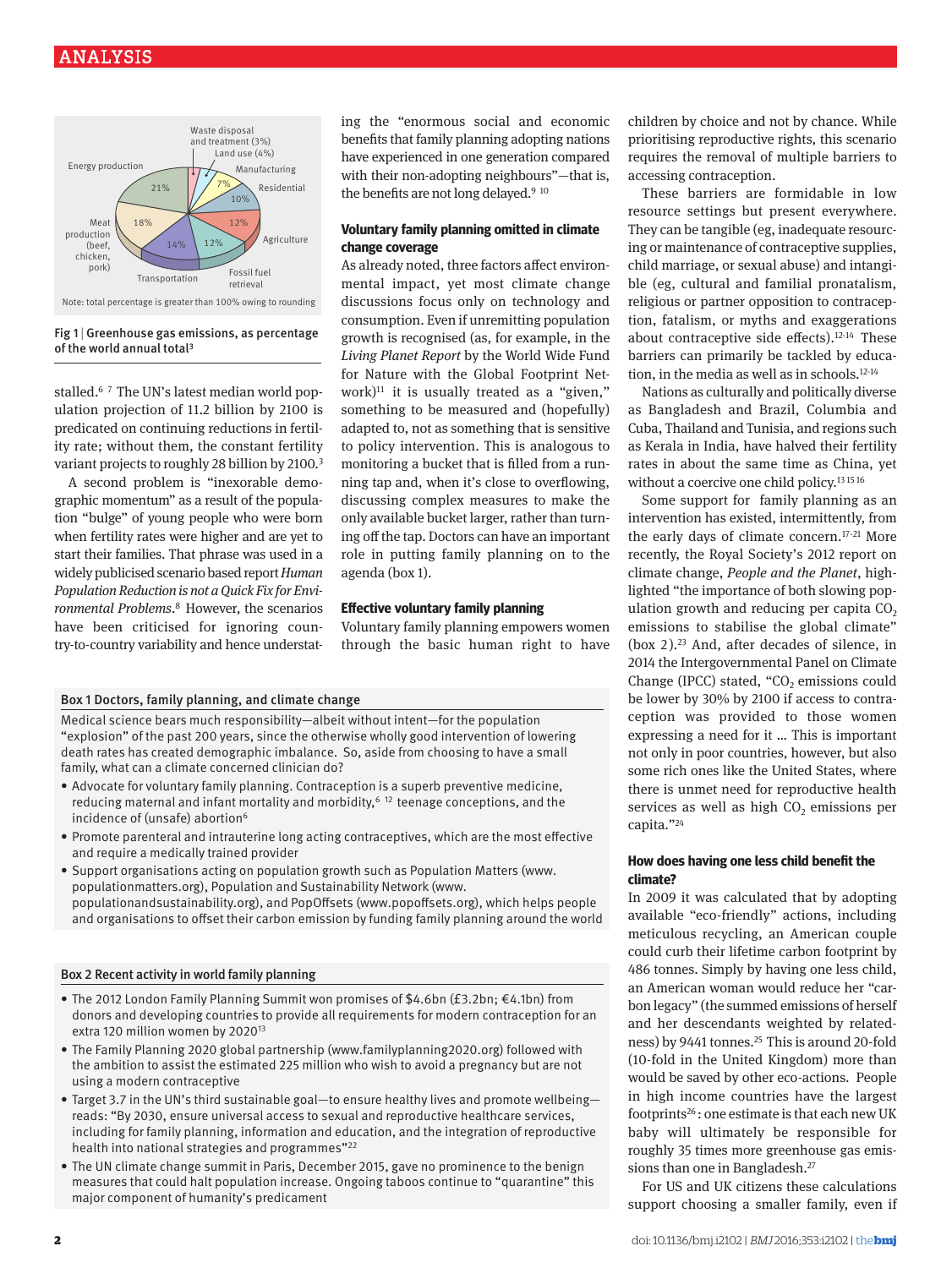Waste disposal and treatment (3%)
Land use (4%)
Manufacturing 7%
Residential 10%
Agriculture 12%
Fossil fuel retrieval 12%
Transportation 14%
Meat production (beef, chicken, pork) 18%
Energy production 21%

Note: total percentage is greater than 100% owing to rounding

Fig 1 | Greenhouse gas emissions, as percentage of the world annual total[3]

stalled.[6 7] The UN's latest median world population projection of 11.2 billion by 2100 is predicated on continuing reductions in fertility rate; without them, the constant fertility variant projects to roughly 28 billion by 2100.[3]

A second problem is "inexorable demographic momentum" as a result of the population "bulge" of young people who were born when fertility rates were higher and are yet to start their families. That phrase was used in a widely publicised scenario based report *Human Population Reduction is not a Quick Fix for Environmental Problems*.[8] However, the scenarios have been criticised for ignoring country-to-country variability and hence understating the "enormous social and economic benefits that family planning adopting nations have experienced in one generation compared with their non-adopting neighbours"—that is, the benefits are not long delayed.[9 10]

### Voluntary family planning omitted in climate change coverage

As already noted, three factors affect environmental impact, yet most climate change discussions focus only on technology and consumption. Even if unremitting population growth is recognised (as, for example, in the *Living Planet Report* by the World Wide Fund for Nature with the Global Footprint Network)[11] it is usually treated as a "given," something to be measured and (hopefully) adapted to, not as something that is sensitive to policy intervention. This is analogous to monitoring a bucket that is filled from a running tap and, when it's close to overflowing, discussing complex measures to make the only available bucket larger, rather than turning off the tap. Doctors can have an important role in putting family planning on to the agenda (box 1).

### Effective voluntary family planning

Voluntary family planning empowers women through the basic human right to have children by choice and not by chance. While prioritising reproductive rights, this scenario requires the removal of multiple barriers to accessing contraception.

These barriers are formidable in low resource settings but present everywhere. They can be tangible (eg, inadequate resourcing or maintenance of contraceptive supplies, child marriage, or sexual abuse) and intangible (eg, cultural and familial pronatalism, religious or partner opposition to contraception, fatalism, or myths and exaggerations about contraceptive side effects).[12-14] These barriers can primarily be tackled by education, in the media as well as in schools.[12-14]

Nations as culturally and politically diverse as Bangladesh and Brazil, Columbia and Cuba, Thailand and Tunisia, and regions such as Kerala in India, have halved their fertility rates in about the same time as China, yet without a coercive one child policy.[13 15 16]

Some support for family planning as an intervention has existed, intermittently, from the early days of climate concern.[17-21] More recently, the Royal Society's 2012 report on climate change, *People and the Planet*, highlighted "the importance of both slowing population growth and reducing per capita $CO_2$ emissions to stabilise the global climate" (box 2).[23] And, after decades of silence, in 2014 the Intergovernmental Panel on Climate Change (IPCC) stated, "$CO_2$ emissions could be lower by 30% by 2100 if access to contraception was provided to those women expressing a need for it ... This is important not only in poor countries, however, but also some rich ones like the United States, where there is unmet need for reproductive health services as well as high $CO_2$ emissions per capita."[24]

### How does having one less child benefit the climate?

In 2009 it was calculated that by adopting available "eco-friendly" actions, including meticulous recycling, an American couple could curb their lifetime carbon footprint by 486 tonnes. Simply by having one less child, an American woman would reduce her "carbon legacy" (the summed emissions of herself and her descendants weighted by relatedness) by 9441 tonnes.[25] This is around 20-fold (10-fold in the United Kingdom) more than would be saved by other eco-actions. People in high income countries have the largest footprints[26]: one estimate is that each new UK baby will ultimately be responsible for roughly 35 times more greenhouse gas emissions than one in Bangladesh.[27]

For US and UK citizens these calculations support choosing a smaller family, even if

---

**Box 1 Doctors, family planning, and climate change**

Medical science bears much responsibility—albeit without intent—for the population "explosion" of the past 200 years, since the otherwise wholly good intervention of lowering death rates has created demographic imbalance. So, aside from choosing to have a small family, what can a climate concerned clinician do?

- Advocate for voluntary family planning. Contraception is a superb preventive medicine, reducing maternal and infant mortality and morbidity,[6 12] teenage conceptions, and the incidence of (unsafe) abortion[6]
- Promote parenteral and intrauterine long acting contraceptives, which are the most effective and require a medically trained provider
- Support organisations acting on population growth such as Population Matters (www.populationmatters.org), Population and Sustainability Network (www.populationandsustainability.org), and PopOffsets (www.popoffsets.org), which helps people and organisations to offset their carbon emission by funding family planning around the world

---

**Box 2 Recent activity in world family planning**

- The 2012 London Family Planning Summit won promises of $4.6bn (£3.2bn; €4.1bn) from donors and developing countries to provide all requirements for modern contraception for an extra 120 million women by 2020[13]
- The Family Planning 2020 global partnership (www.familyplanning2020.org) followed with the ambition to assist the estimated 225 million who wish to avoid a pregnancy but are not using a modern contraceptive
- Target 3.7 in the UN's third sustainable goal—to ensure healthy lives and promote wellbeing—reads: "By 2030, ensure universal access to sexual and reproductive healthcare services, including for family planning, information and education, and the integration of reproductive health into national strategies and programmes"[22]
- The UN climate change summit in Paris, December 2015, gave no prominence to the benign measures that could halt population increase. Ongoing taboos continue to "quarantine" this major component of humanity's predicament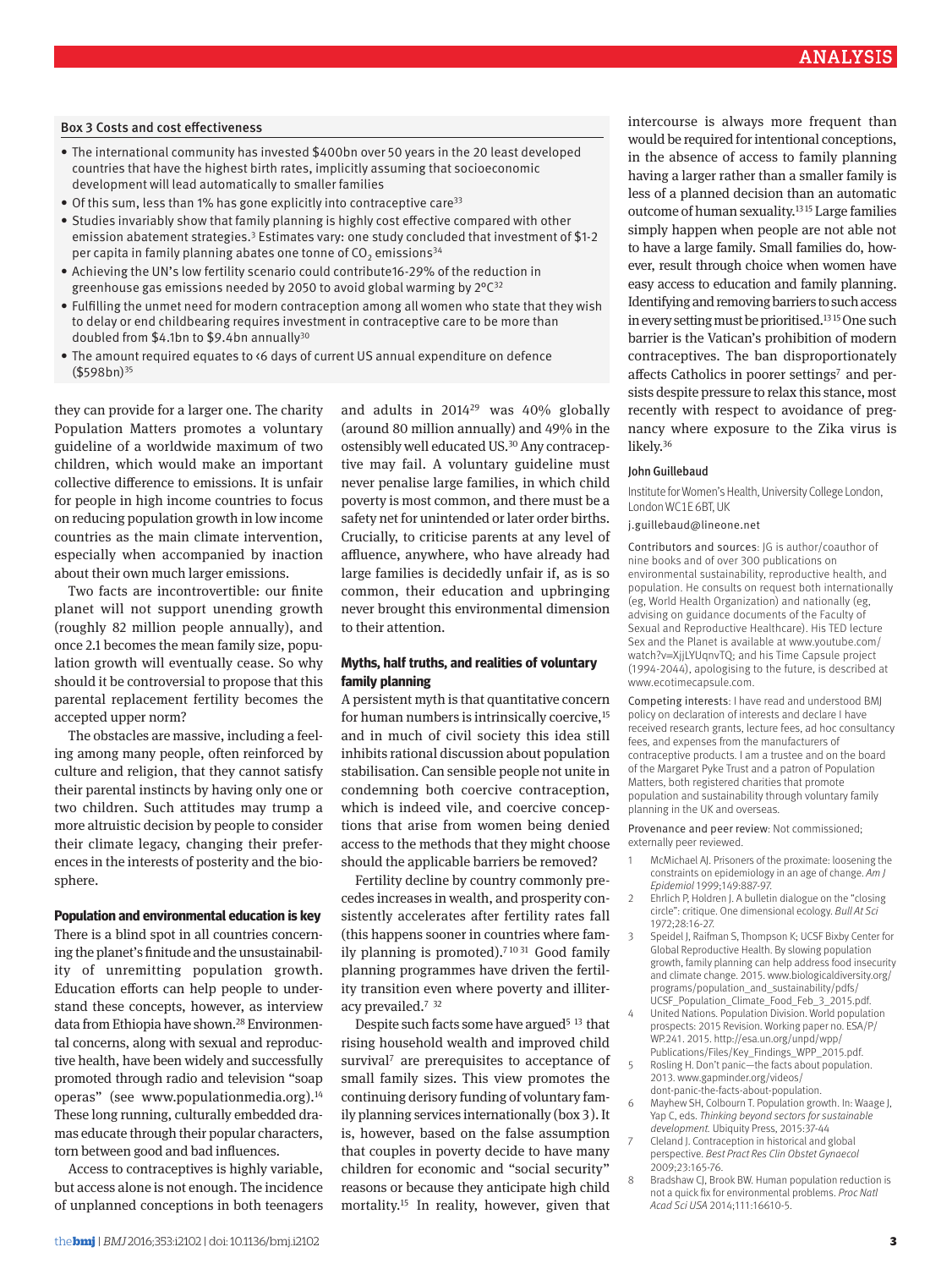### Box 3 Costs and cost effectiveness

- The international community has invested $400bn over 50 years in the 20 least developed countries that have the highest birth rates, implicitly assuming that socioeconomic development will lead automatically to smaller families
- Of this sum, less than 1% has gone explicitly into contraceptive care[33]
- Studies invariably show that family planning is highly cost effective compared with other emission abatement strategies.[3] Estimates vary: one study concluded that investment of $1-2 per capita in family planning abates one tonne of $CO_2$ emissions[34]
- Achieving the UN's low fertility scenario could contribute16-29% of the reduction in greenhouse gas emissions needed by 2050 to avoid global warming by 2°C[32]
- Fulfilling the unmet need for modern contraception among all women who state that they wish to delay or end childbearing requires investment in contraceptive care to be more than doubled from $4.1bn to $9.4bn annually[30]
- The amount required equates to <6 days of current US annual expenditure on defence ($598bn)[35]

they can provide for a larger one. The charity Population Matters promotes a voluntary guideline of a worldwide maximum of two children, which would make an important collective difference to emissions. It is unfair for people in high income countries to focus on reducing population growth in low income countries as the main climate intervention, especially when accompanied by inaction about their own much larger emissions.

Two facts are incontrovertible: our finite planet will not support unending growth (roughly 82 million people annually), and once 2.1 becomes the mean family size, population growth will eventually cease. So why should it be controversial to propose that this parental replacement fertility becomes the accepted upper norm?

The obstacles are massive, including a feeling among many people, often reinforced by culture and religion, that they cannot satisfy their parental instincts by having only one or two children. Such attitudes may trump a more altruistic decision by people to consider their climate legacy, changing their preferences in the interests of posterity and the biosphere.

### Population and environmental education is key

There is a blind spot in all countries concerning the planet's finitude and the unsustainability of unremitting population growth. Education efforts can help people to understand these concepts, however, as interview data from Ethiopia have shown.[28] Environmental concerns, along with sexual and reproductive health, have been widely and successfully promoted through radio and television "soap operas" (see www.populationmedia.org).[14] These long running, culturally embedded dramas educate through their popular characters, torn between good and bad influences.

Access to contraceptives is highly variable, but access alone is not enough. The incidence of unplanned conceptions in both teenagers and adults in 2014[29] was 40% globally (around 80 million annually) and 49% in the ostensibly well educated US.[30] Any contraceptive may fail. A voluntary guideline must never penalise large families, in which child poverty is most common, and there must be a safety net for unintended or later order births. Crucially, to criticise parents at any level of affluence, anywhere, who have already had large families is decidedly unfair if, as is so common, their education and upbringing never brought this environmental dimension to their attention.

### Myths, half truths, and realities of voluntary family planning

A persistent myth is that quantitative concern for human numbers is intrinsically coercive,[15] and in much of civil society this idea still inhibits rational discussion about population stabilisation. Can sensible people not unite in condemning both coercive contraception, which is indeed vile, and coercive conceptions that arise from women being denied access to the methods that they might choose should the applicable barriers be removed?

Fertility decline by country commonly precedes increases in wealth, and prosperity consistently accelerates after fertility rates fall (this happens sooner in countries where family planning is promoted).[7,10,31] Good family planning programmes have driven the fertility transition even where poverty and illiteracy prevailed.[7,32]

Despite such facts some have argued[5,13] that rising household wealth and improved child survival[7] are prerequisites to acceptance of small family sizes. This view promotes the continuing derisory funding of voluntary family planning services internationally (box 3). It is, however, based on the false assumption that couples in poverty decide to have many children for economic and "social security" reasons or because they anticipate high child mortality.[15] In reality, however, given that intercourse is always more frequent than would be required for intentional conceptions, in the absence of access to family planning having a larger rather than a smaller family is less of a planned decision than an automatic outcome of human sexuality.[13,15] Large families simply happen when people are not able not to have a large family. Small families do, however, result through choice when women have easy access to education and family planning. Identifying and removing barriers to such access in every setting must be prioritised.[13,15] One such barrier is the Vatican's prohibition of modern contraceptives. The ban disproportionately affects Catholics in poorer settings[7] and persists despite pressure to relax this stance, most recently with respect to avoidance of pregnancy where exposure to the Zika virus is likely.[36]

John Guillebaud

Institute for Women's Health, University College London, London WC1E 6BT, UK

j.guillebaud@lineone.net

Contributors and sources: JG is author/coauthor of nine books and of over 300 publications on environmental sustainability, reproductive health, and population. He consults on request both internationally (eg, World Health Organization) and nationally (eg, advising on guidance documents of the Faculty of Sexual and Reproductive Healthcare). His TED lecture Sex and the Planet is available at www.youtube.com/watch?v=XjjLYUqnvTQ; and his Time Capsule project (1994-2044), apologising to the future, is described at www.ecotimecapsule.com.

Competing interests: I have read and understood BMJ policy on declaration of interests and declare I have received research grants, lecture fees, ad hoc consultancy fees, and expenses from the manufacturers of contraceptive products. I am a trustee and on the board of the Margaret Pyke Trust and a patron of Population Matters, both registered charities that promote population and sustainability through voluntary family planning in the UK and overseas.

Provenance and peer review: Not commissioned; externally peer reviewed.

1. McMichael AJ. Prisoners of the proximate: loosening the constraints on epidemiology in an age of change. *Am J Epidemiol* 1999;149:887-97.
2. Ehrlich P, Holdren J. A bulletin dialogue on the "closing circle": critique. One dimensional ecology. *Bull At Sci* 1972;28:16-27.
3. Speidel J, Raifman S, Thompson K; UCSF Bixby Center for Global Reproductive Health. By slowing population growth, family planning can help address food insecurity and climate change. 2015. www.biologicaldiversity.org/programs/population_and_sustainability/pdfs/UCSF_Population_Climate_Food_Feb_3_2015.pdf.
4. United Nations. Population Division. World population prospects: 2015 Revision. Working paper no. ESA/P/WP.241. 2015. http://esa.un.org/unpd/wpp/Publications/Files/Key_Findings_WPP_2015.pdf.
5. Rosling H. Don't panic—the facts about population. 2013. www.gapminder.org/videos/dont-panic-the-facts-about-population.
6. Mayhew SH, Colbourn T. Population growth. In: Waage J, Yap C, eds. *Thinking beyond sectors for sustainable development.* Ubiquity Press, 2015:37-44
7. Cleland J. Contraception in historical and global perspective. *Best Pract Res Clin Obstet Gynaecol* 2009;23:165-76.
8. Bradshaw CJ, Brook BW. Human population reduction is not a quick fix for environmental problems. *Proc Natl Acad Sci USA* 2014;111:16610-5.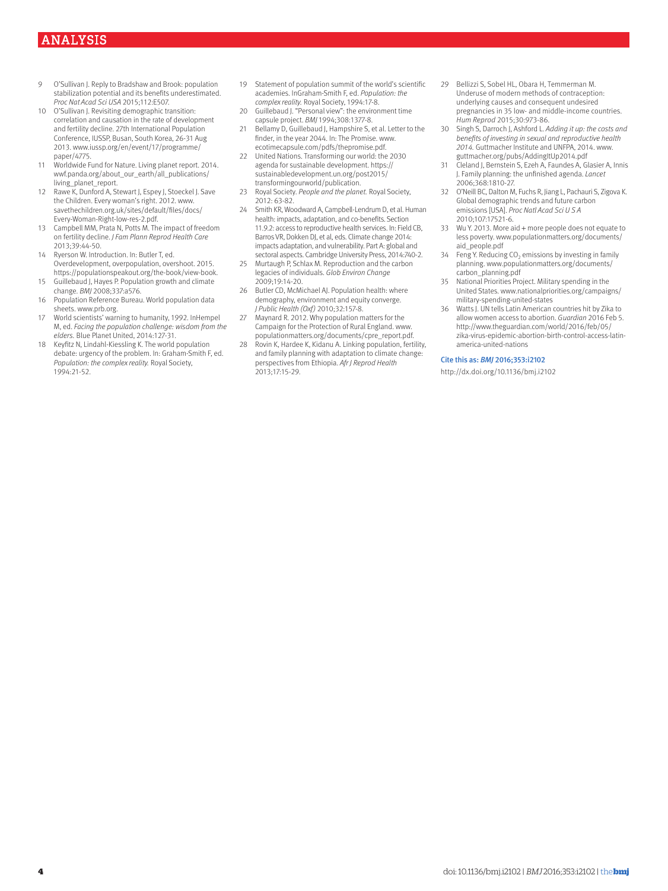9 O'Sullivan J. Reply to Bradshaw and Brook: population stabilization potential and its benefits underestimated. *Proc Nat Acad Sci USA* 2015;112:E507.

10 O'Sullivan J. Revisiting demographic transition: correlation and causation in the rate of development and fertility decline. 27th International Population Conference, IUSSP, Busan, South Korea, 26-31 Aug 2013. www.iussp.org/en/event/17/programme/paper/4775.

11 Worldwide Fund for Nature. Living planet report. 2014. wwf.panda.org/about_our_earth/all_publications/living_planet_report.

12 Rawe K, Dunford A, Stewart J, Espey J, Stoeckel J. Save the Children. Every woman's right. 2012. www.savethechildren.org.uk/sites/default/files/docs/Every-Woman-Right-low-res-2.pdf.

13 Campbell MM, Prata N, Potts M. The impact of freedom on fertility decline. *J Fam Plann Reprod Health Care* 2013;39:44-50.

14 Ryerson W. Introduction. In: Butler T, ed. Overdevelopment, overpopulation, overshoot. 2015. https://populationspeakout.org/the-book/view-book.

15 Guillebaud J, Hayes P. Population growth and climate change. *BMJ* 2008;337:a576.

16 Population Reference Bureau. World population data sheets. www.prb.org.

17 World scientists' warning to humanity, 1992. InHempel M, ed. *Facing the population challenge: wisdom from the elders.* Blue Planet United, 2014:127-31.

18 Keyfitz N, Lindahl-Kiessling K. The world population debate: urgency of the problem. In: Graham-Smith F, ed. *Population: the complex reality.* Royal Society, 1994:21-52.

19 Statement of population summit of the world's scientific academies. InGraham-Smith F, ed. *Population: the complex reality.* Royal Society, 1994:17-8.

20 Guillebaud J. "Personal view": the environment time capsule project. *BMJ* 1994;308:1377-8.

21 Bellamy D, Guillebaud J, Hampshire S, et al. Letter to the finder, in the year 2044. In: The Promise. www.ecotimecapsule.com/pdfs/thepromise.pdf.

22 United Nations. Transforming our world: the 2030 agenda for sustainable development. https://sustainabledevelopment.un.org/post2015/transformingourworld/publication.

23 Royal Society. *People and the planet.* Royal Society, 2012: 63-82.

24 Smith KR, Woodward A, Campbell-Lendrum D, et al. Human health: impacts, adaptation, and co-benefits. Section 11.9.2: access to reproductive health services. In: Field CB, Barros VR, Dokken DJ, et al, eds. Climate change 2014: impacts adaptation, and vulnerability. Part A: global and sectoral aspects. Cambridge University Press, 2014:740-2.

25 Murtaugh P, Schlax M. Reproduction and the carbon legacies of individuals. *Glob Environ Change* 2009;19:14-20.

26 Butler CD, McMichael AJ. Population health: where demography, environment and equity converge. *J Public Health (Oxf)* 2010;32:157-8.

27 Maynard R. 2012. Why population matters for the Campaign for the Protection of Rural England. www.populationmatters.org/documents/cpre_report.pdf.

28 Rovin K, Hardee K, Kidanu A. Linking population, fertility, and family planning with adaptation to climate change: perspectives from Ethiopia. *Afr J Reprod Health* 2013;17:15-29.

29 Bellizzi S, Sobel HL, Obara H, Temmerman M. Underuse of modern methods of contraception: underlying causes and consequent undesired pregnancies in 35 low- and middle-income countries. *Hum Reprod* 2015;30:973-86.

30 Singh S, Darroch J, Ashford L. *Adding it up: the costs and benefits of investing in sexual and reproductive health 2014.* Guttmacher Institute and UNFPA, 2014. www.guttmacher.org/pubs/AddingItUp2014.pdf

31 Cleland J, Bernstein S, Ezeh A, Faundes A, Glasier A, Innis J. Family planning: the unfinished agenda. *Lancet* 2006;368:1810-27.

32 O'Neill BC, Dalton M, Fuchs R, Jiang L, Pachauri S, Zigova K. Global demographic trends and future carbon emissions [USA]. *Proc Natl Acad Sci U S A* 2010;107:17521-6.

33 Wu Y. 2013. More aid + more people does not equate to less poverty. www.populationmatters.org/documents/aid_people.pdf

34 Feng Y. Reducing $CO_2$ emissions by investing in family planning. www.populationmatters.org/documents/carbon_planning.pdf

35 National Priorities Project. Military spending in the United States. www.nationalpriorities.org/campaigns/military-spending-united-states

36 Watts J. UN tells Latin American countries hit by Zika to allow women access to abortion. *Guardian* 2016 Feb 5. http://www.theguardian.com/world/2016/feb/05/zika-virus-epidemic-abortion-birth-control-access-latin-america-united-nations

Cite this as: *BMJ* 2016;353:i2102

http://dx.doi.org/10.1136/bmj.i2102